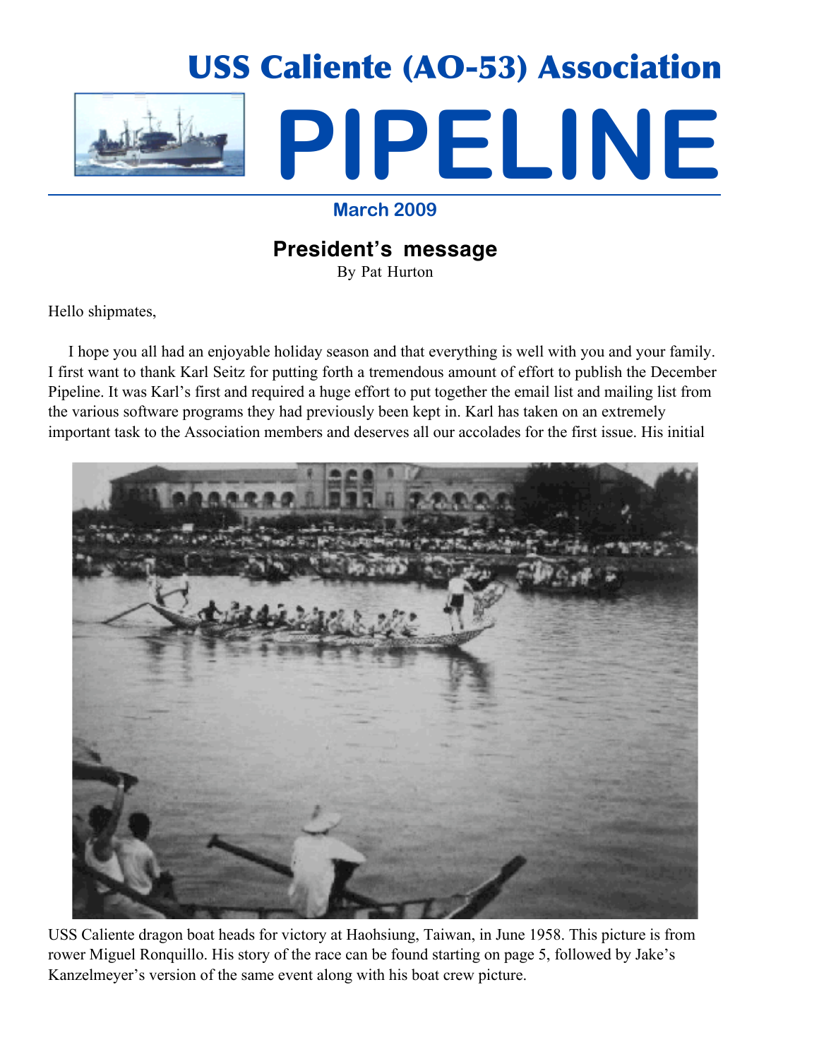# USS Caliente (AO-53) Association

# PIPELINE

**March 2009**

## President's message

By Pat Hurton

Hello shipmates,

I hope you all had an enjoyable holiday season and that everything is well with you and your family. I first want to thank Karl Seitz for putting forth a tremendous amount of effort to publish the December Pipeline. It was Karl's first and required a huge effort to put together the email list and mailing list from the various software programs they had previously been kept in. Karl has taken on an extremely important task to the Association members and deserves all our accolades for the first issue. His initial

USS Caliente dragon boat heads for victory at Haohsiung, Taiwan, in June 1958. This picture is from rower Miguel Ronquillo. His story of the race can be found starting on page 5, followed by Jake's Kanzelmeyer's version of the same event along with his boat crew picture.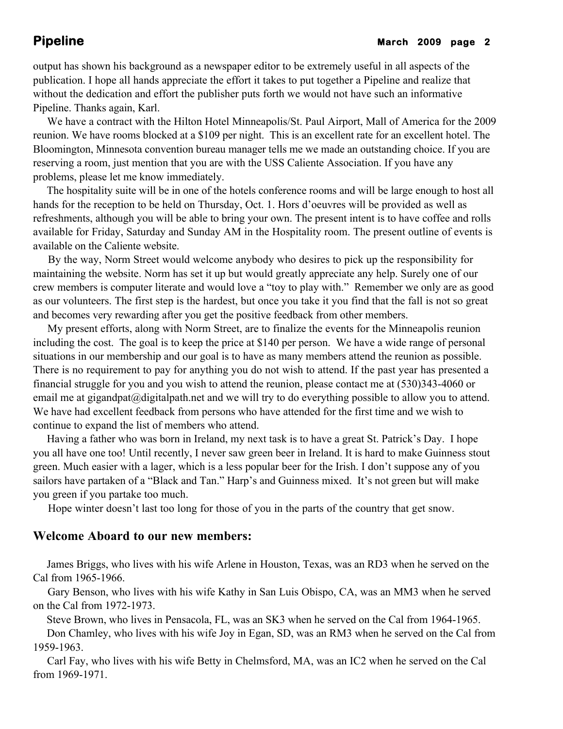output has shown his background as a newspaper editor to be extremely useful in all aspects of the publication. I hope all hands appreciate the effort it takes to put together a Pipeline and realize that without the dedication and effort the publisher puts forth we would not have such an informative Pipeline. Thanks again, Karl.

We have a contract with the Hilton Hotel Minneapolis/St. Paul Airport, Mall of America for the 2009 reunion. We have rooms blocked at a $109 per night. This is an excellent rate for an excellent hotel. The Bloomington, Minnesota convention bureau manager tells me we made an outstanding choice. If you are reserving a room, just mention that you are with the USS Caliente Association. If you have any problems, please let me know immediately.

The hospitality suite will be in one of the hotels conference rooms and will be large enough to host all hands for the reception to be held on Thursday, Oct. 1. Hors d'oeuvres will be provided as well as refreshments, although you will be able to bring your own. The present intent is to have coffee and rolls available for Friday, Saturday and Sunday AM in the Hospitality room. The present outline of events is available on the Caliente website.

By the way, Norm Street would welcome anybody who desires to pick up the responsibility for maintaining the website. Norm has set it up but would greatly appreciate any help. Surely one of our crew members is computer literate and would love a "toy to play with." Remember we only are as good as our volunteers. The first step is the hardest, but once you take it you find that the fall is not so great and becomes very rewarding after you get the positive feedback from other members.

My present efforts, along with Norm Street, are to finalize the events for the Minneapolis reunion including the cost. The goal is to keep the price at $140 per person. We have a wide range of personal situations in our membership and our goal is to have as many members attend the reunion as possible. There is no requirement to pay for anything you do not wish to attend. If the past year has presented a financial struggle for you and you wish to attend the reunion, please contact me at (530)343-4060 or email me at gigandpat@digitalpath.net and we will try to do everything possible to allow you to attend. We have had excellent feedback from persons who have attended for the first time and we wish to continue to expand the list of members who attend.

Having a father who was born in Ireland, my next task is to have a great St. Patrick's Day. I hope you all have one too! Until recently, I never saw green beer in Ireland. It is hard to make Guinness stout green. Much easier with a lager, which is a less popular beer for the Irish. I don't suppose any of you sailors have partaken of a "Black and Tan." Harp's and Guinness mixed. It's not green but will make you green if you partake too much.

Hope winter doesn't last too long for those of you in the parts of the country that get snow.

## Welcome Aboard to our new members:

James Briggs, who lives with his wife Arlene in Houston, Texas, was an RD3 when he served on the Cal from 1965-1966.

Gary Benson, who lives with his wife Kathy in San Luis Obispo, CA, was an MM3 when he served on the Cal from 1972-1973.

Steve Brown, who lives in Pensacola, FL, was an SK3 when he served on the Cal from 1964-1965.

Don Chamley, who lives with his wife Joy in Egan, SD, was an RM3 when he served on the Cal from 1959-1963.

Carl Fay, who lives with his wife Betty in Chelmsford, MA, was an IC2 when he served on the Cal from 1969-1971.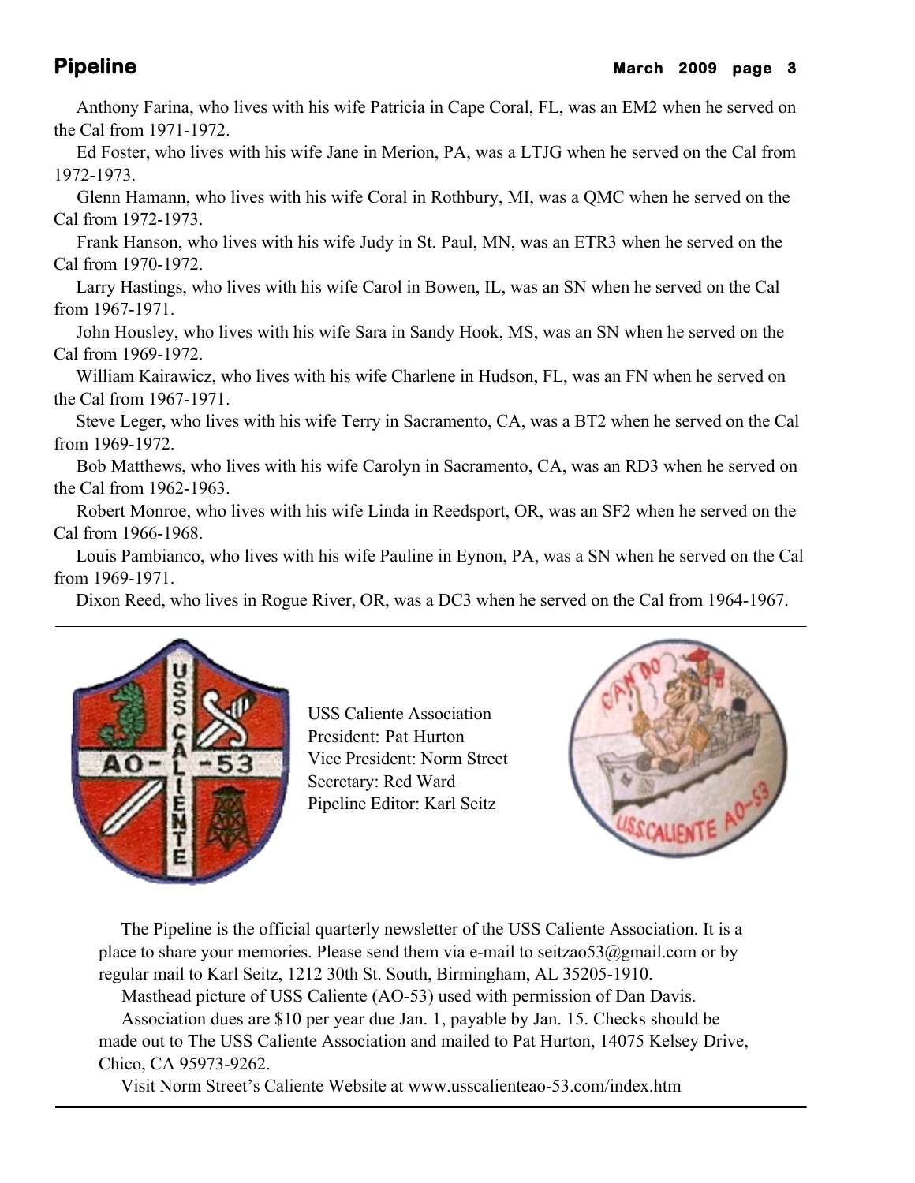Anthony Farina, who lives with his wife Patricia in Cape Coral, FL, was an EM2 when he served on the Cal from 1971-1972.

Ed Foster, who lives with his wife Jane in Merion, PA, was a LTJG when he served on the Cal from 1972-1973.

Glenn Hamann, who lives with his wife Coral in Rothbury, MI, was a QMC when he served on the Cal from 1972-1973.

Frank Hanson, who lives with his wife Judy in St. Paul, MN, was an ETR3 when he served on the Cal from 1970-1972.

Larry Hastings, who lives with his wife Carol in Bowen, IL, was an SN when he served on the Cal from 1967-1971.

John Housley, who lives with his wife Sara in Sandy Hook, MS, was an SN when he served on the Cal from 1969-1972.

William Kairawicz, who lives with his wife Charlene in Hudson, FL, was an FN when he served on the Cal from 1967-1971.

Steve Leger, who lives with his wife Terry in Sacramento, CA, was a BT2 when he served on the Cal from 1969-1972.

Bob Matthews, who lives with his wife Carolyn in Sacramento, CA, was an RD3 when he served on the Cal from 1962-1963.

Robert Monroe, who lives with his wife Linda in Reedsport, OR, was an SF2 when he served on the Cal from 1966-1968.

Louis Pambianco, who lives with his wife Pauline in Eynon, PA, was a SN when he served on the Cal from 1969-1971.

Dixon Reed, who lives in Rogue River, OR, was a DC3 when he served on the Cal from 1964-1967.

---

USS Caliente Association
President: Pat Hurton
Vice President: Norm Street
Secretary: Red Ward
Pipeline Editor: Karl Seitz

---

The Pipeline is the official quarterly newsletter of the USS Caliente Association. It is a place to share your memories. Please send them via e-mail to seitzao53@gmail.com or by regular mail to Karl Seitz, 1212 30th St. South, Birmingham, AL 35205-1910.

Masthead picture of USS Caliente (AO-53) used with permission of Dan Davis.

Association dues are $10 per year due Jan. 1, payable by Jan. 15. Checks should be made out to The USS Caliente Association and mailed to Pat Hurton, 14075 Kelsey Drive, Chico, CA 95973-9262.

Visit Norm Street's Caliente Website at www.usscalienteao-53.com/index.htm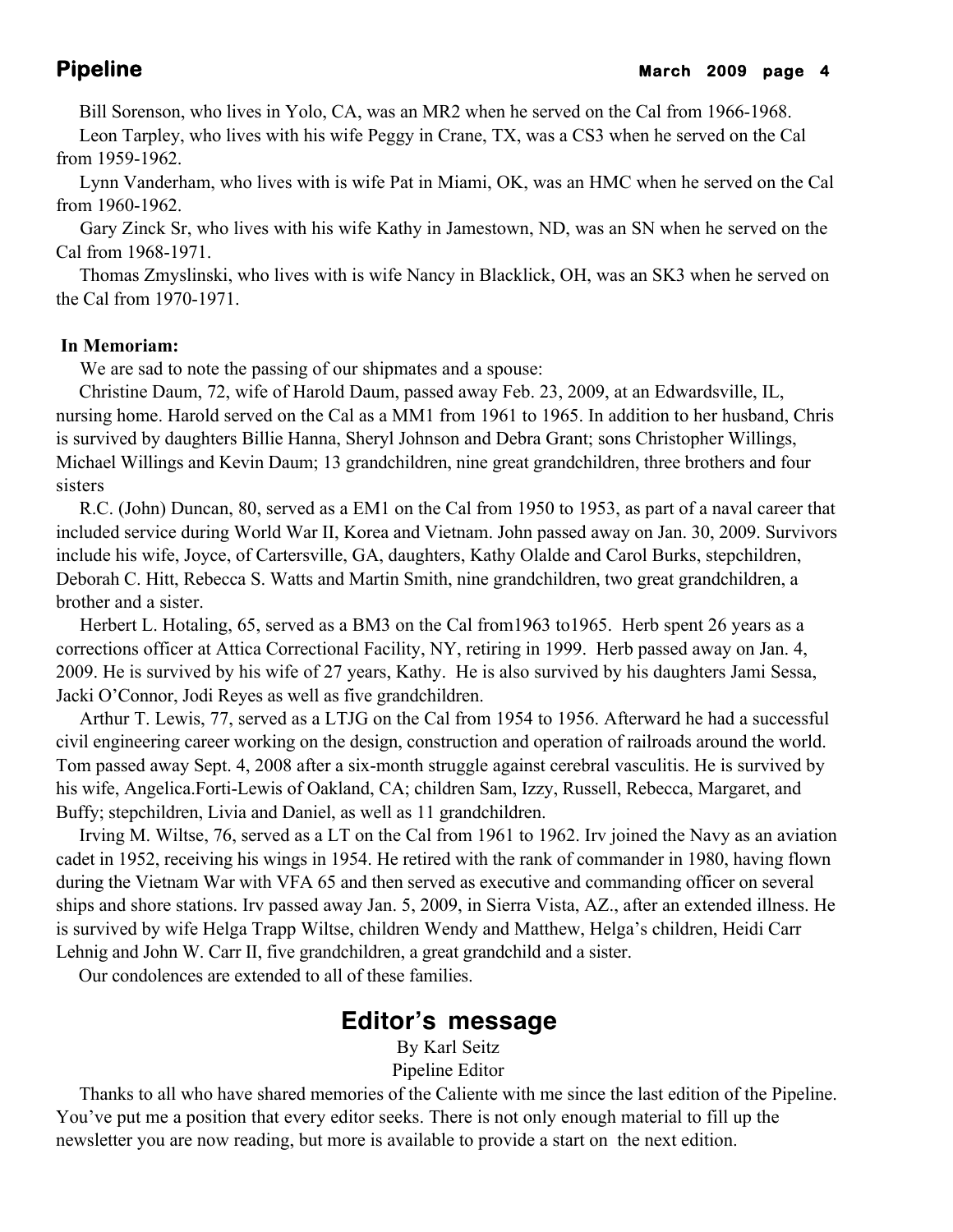Bill Sorenson, who lives in Yolo, CA, was an MR2 when he served on the Cal from 1966-1968.

Leon Tarpley, who lives with his wife Peggy in Crane, TX, was a CS3 when he served on the Cal from 1959-1962.

Lynn Vanderham, who lives with is wife Pat in Miami, OK, was an HMC when he served on the Cal from 1960-1962.

Gary Zinck Sr, who lives with his wife Kathy in Jamestown, ND, was an SN when he served on the Cal from 1968-1971.

Thomas Zmyslinski, who lives with is wife Nancy in Blacklick, OH, was an SK3 when he served on the Cal from 1970-1971.

**In Memoriam:**

We are sad to note the passing of our shipmates and a spouse:

Christine Daum, 72, wife of Harold Daum, passed away Feb. 23, 2009, at an Edwardsville, IL, nursing home. Harold served on the Cal as a MM1 from 1961 to 1965. In addition to her husband, Chris is survived by daughters Billie Hanna, Sheryl Johnson and Debra Grant; sons Christopher Willings, Michael Willings and Kevin Daum; 13 grandchildren, nine great grandchildren, three brothers and four sisters

R.C. (John) Duncan, 80, served as a EM1 on the Cal from 1950 to 1953, as part of a naval career that included service during World War II, Korea and Vietnam. John passed away on Jan. 30, 2009. Survivors include his wife, Joyce, of Cartersville, GA, daughters, Kathy Olalde and Carol Burks, stepchildren, Deborah C. Hitt, Rebecca S. Watts and Martin Smith, nine grandchildren, two great grandchildren, a brother and a sister.

Herbert L. Hotaling, 65, served as a BM3 on the Cal from1963 to1965. Herb spent 26 years as a corrections officer at Attica Correctional Facility, NY, retiring in 1999. Herb passed away on Jan. 4, 2009. He is survived by his wife of 27 years, Kathy. He is also survived by his daughters Jami Sessa, Jacki O'Connor, Jodi Reyes as well as five grandchildren.

Arthur T. Lewis, 77, served as a LTJG on the Cal from 1954 to 1956. Afterward he had a successful civil engineering career working on the design, construction and operation of railroads around the world. Tom passed away Sept. 4, 2008 after a six-month struggle against cerebral vasculitis. He is survived by his wife, Angelica.Forti-Lewis of Oakland, CA; children Sam, Izzy, Russell, Rebecca, Margaret, and Buffy; stepchildren, Livia and Daniel, as well as 11 grandchildren.

Irving M. Wiltse, 76, served as a LT on the Cal from 1961 to 1962. Irv joined the Navy as an aviation cadet in 1952, receiving his wings in 1954. He retired with the rank of commander in 1980, having flown during the Vietnam War with VFA 65 and then served as executive and commanding officer on several ships and shore stations. Irv passed away Jan. 5, 2009, in Sierra Vista, AZ., after an extended illness. He is survived by wife Helga Trapp Wiltse, children Wendy and Matthew, Helga's children, Heidi Carr Lehnig and John W. Carr II, five grandchildren, a great grandchild and a sister.

Our condolences are extended to all of these families.

## Editor's message

By Karl Seitz
Pipeline Editor

Thanks to all who have shared memories of the Caliente with me since the last edition of the Pipeline. You've put me a position that every editor seeks. There is not only enough material to fill up the newsletter you are now reading, but more is available to provide a start on the next edition.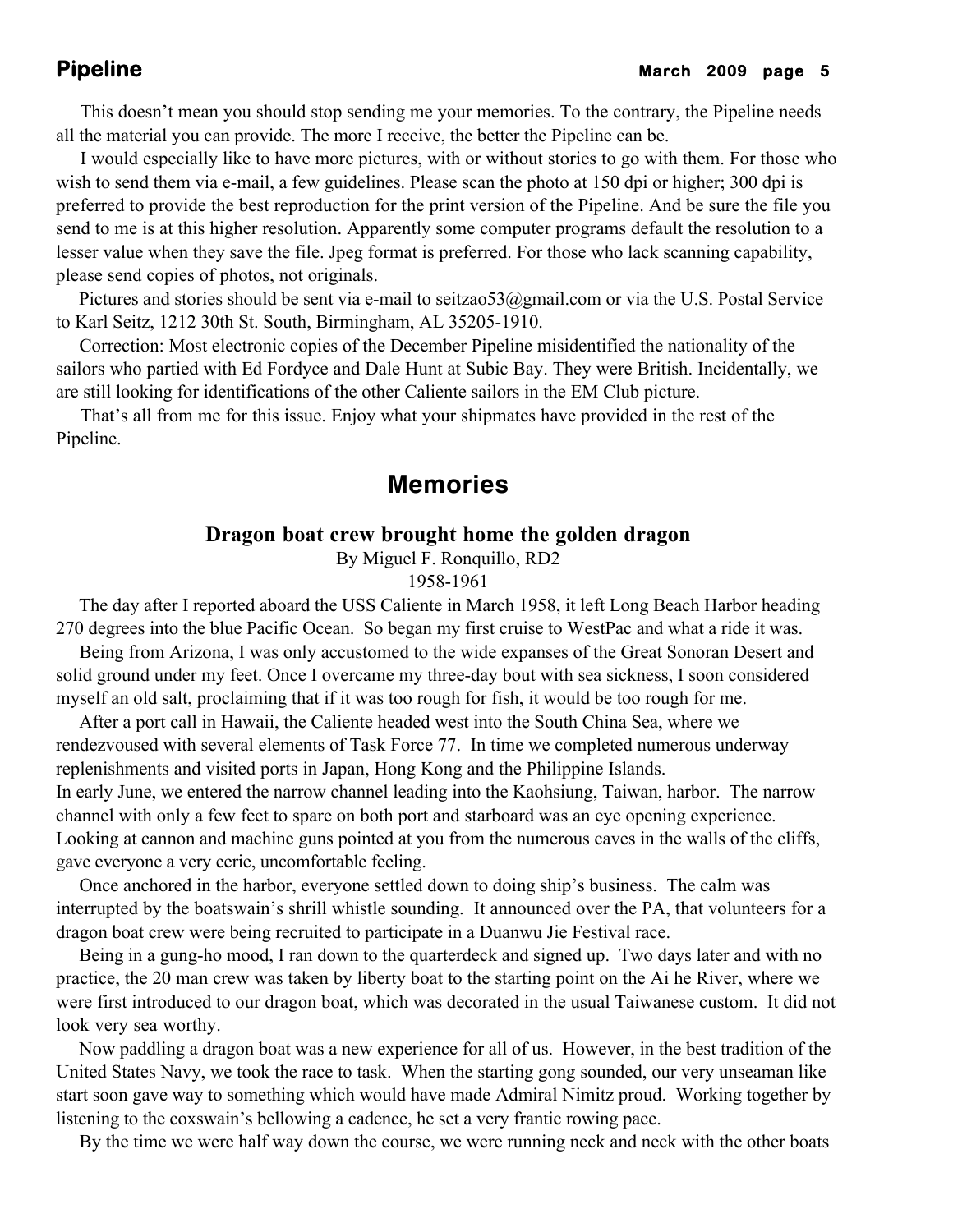This doesn't mean you should stop sending me your memories. To the contrary, the Pipeline needs all the material you can provide. The more I receive, the better the Pipeline can be.

I would especially like to have more pictures, with or without stories to go with them. For those who wish to send them via e-mail, a few guidelines. Please scan the photo at 150 dpi or higher; 300 dpi is preferred to provide the best reproduction for the print version of the Pipeline. And be sure the file you send to me is at this higher resolution. Apparently some computer programs default the resolution to a lesser value when they save the file. Jpeg format is preferred. For those who lack scanning capability, please send copies of photos, not originals.

Pictures and stories should be sent via e-mail to seitzao53@gmail.com or via the U.S. Postal Service to Karl Seitz, 1212 30th St. South, Birmingham, AL 35205-1910.

Correction: Most electronic copies of the December Pipeline misidentified the nationality of the sailors who partied with Ed Fordyce and Dale Hunt at Subic Bay. They were British. Incidentally, we are still looking for identifications of the other Caliente sailors in the EM Club picture.

That's all from me for this issue. Enjoy what your shipmates have provided in the rest of the Pipeline.

## Memories

### Dragon boat crew brought home the golden dragon

By Miguel F. Ronquillo, RD2
1958-1961

The day after I reported aboard the USS Caliente in March 1958, it left Long Beach Harbor heading 270 degrees into the blue Pacific Ocean. So began my first cruise to WestPac and what a ride it was.

Being from Arizona, I was only accustomed to the wide expanses of the Great Sonoran Desert and solid ground under my feet. Once I overcame my three-day bout with sea sickness, I soon considered myself an old salt, proclaiming that if it was too rough for fish, it would be too rough for me.

After a port call in Hawaii, the Caliente headed west into the South China Sea, where we rendezvoused with several elements of Task Force 77. In time we completed numerous underway replenishments and visited ports in Japan, Hong Kong and the Philippine Islands.

In early June, we entered the narrow channel leading into the Kaohsiung, Taiwan, harbor. The narrow channel with only a few feet to spare on both port and starboard was an eye opening experience. Looking at cannon and machine guns pointed at you from the numerous caves in the walls of the cliffs, gave everyone a very eerie, uncomfortable feeling.

Once anchored in the harbor, everyone settled down to doing ship's business. The calm was interrupted by the boatswain's shrill whistle sounding. It announced over the PA, that volunteers for a dragon boat crew were being recruited to participate in a Duanwu Jie Festival race.

Being in a gung-ho mood, I ran down to the quarterdeck and signed up. Two days later and with no practice, the 20 man crew was taken by liberty boat to the starting point on the Ai he River, where we were first introduced to our dragon boat, which was decorated in the usual Taiwanese custom. It did not look very sea worthy.

Now paddling a dragon boat was a new experience for all of us. However, in the best tradition of the United States Navy, we took the race to task. When the starting gong sounded, our very unseaman like start soon gave way to something which would have made Admiral Nimitz proud. Working together by listening to the coxswain's bellowing a cadence, he set a very frantic rowing pace.

By the time we were half way down the course, we were running neck and neck with the other boats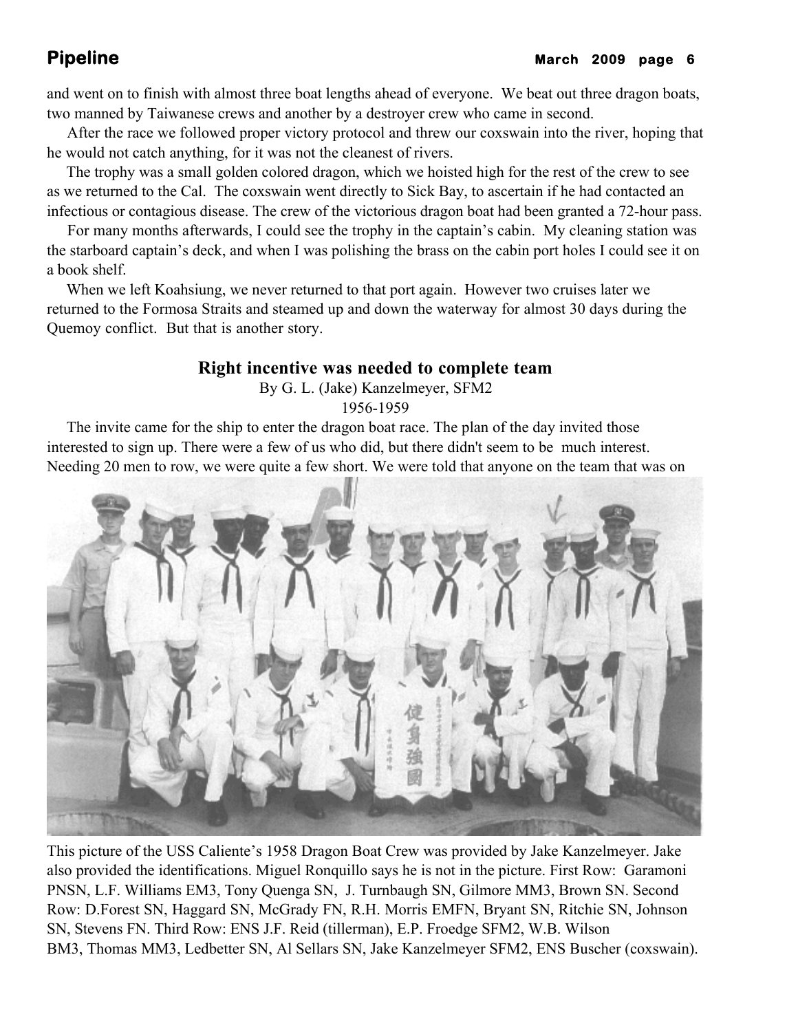and went on to finish with almost three boat lengths ahead of everyone. We beat out three dragon boats, two manned by Taiwanese crews and another by a destroyer crew who came in second.

After the race we followed proper victory protocol and threw our coxswain into the river, hoping that he would not catch anything, for it was not the cleanest of rivers.

The trophy was a small golden colored dragon, which we hoisted high for the rest of the crew to see as we returned to the Cal. The coxswain went directly to Sick Bay, to ascertain if he had contacted an infectious or contagious disease. The crew of the victorious dragon boat had been granted a 72-hour pass.

For many months afterwards, I could see the trophy in the captain's cabin. My cleaning station was the starboard captain's deck, and when I was polishing the brass on the cabin port holes I could see it on a book shelf.

When we left Koahsiung, we never returned to that port again. However two cruises later we returned to the Formosa Straits and steamed up and down the waterway for almost 30 days during the Quemoy conflict. But that is another story.

## Right incentive was needed to complete team

By G. L. (Jake) Kanzelmeyer, SFM2
1956-1959

The invite came for the ship to enter the dragon boat race. The plan of the day invited those interested to sign up. There were a few of us who did, but there didn't seem to be much interest. Needing 20 men to row, we were quite a few short. We were told that anyone on the team that was on

This picture of the USS Caliente's 1958 Dragon Boat Crew was provided by Jake Kanzelmeyer. Jake also provided the identifications. Miguel Ronquillo says he is not in the picture. First Row: Garamoni PNSN, L.F. Williams EM3, Tony Quenga SN, J. Turnbaugh SN, Gilmore MM3, Brown SN. Second Row: D.Forest SN, Haggard SN, McGrady FN, R.H. Morris EMFN, Bryant SN, Ritchie SN, Johnson SN, Stevens FN. Third Row: ENS J.F. Reid (tillerman), E.P. Froedge SFM2, W.B. Wilson BM3, Thomas MM3, Ledbetter SN, Al Sellars SN, Jake Kanzelmeyer SFM2, ENS Buscher (coxswain).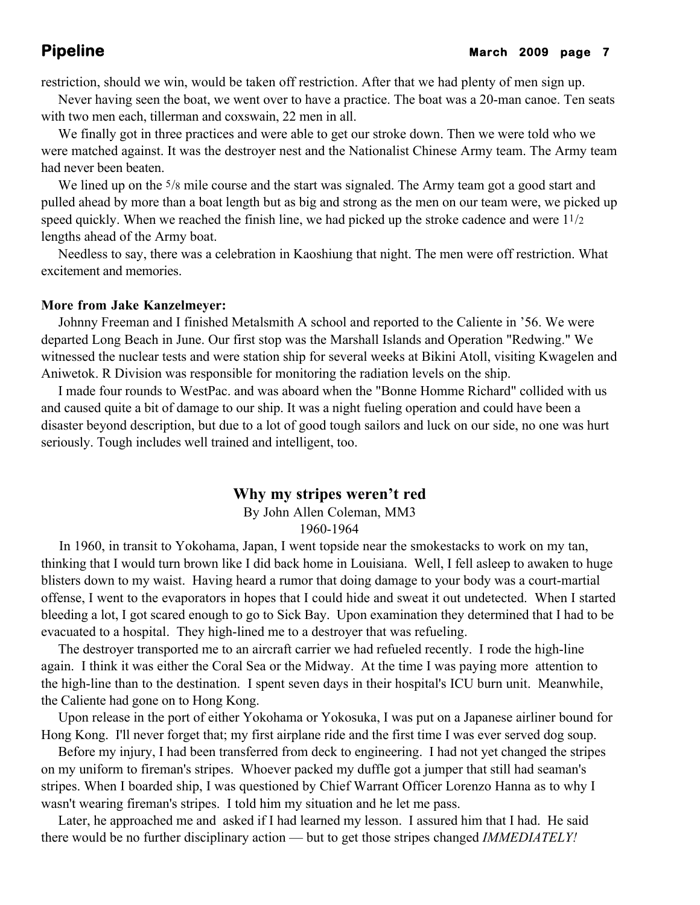restriction, should we win, would be taken off restriction. After that we had plenty of men sign up.

Never having seen the boat, we went over to have a practice. The boat was a 20-man canoe. Ten seats with two men each, tillerman and coxswain, 22 men in all.

We finally got in three practices and were able to get our stroke down. Then we were told who we were matched against. It was the destroyer nest and the Nationalist Chinese Army team. The Army team had never been beaten.

We lined up on the 5/8 mile course and the start was signaled. The Army team got a good start and pulled ahead by more than a boat length but as big and strong as the men on our team were, we picked up speed quickly. When we reached the finish line, we had picked up the stroke cadence and were 1 1/2 lengths ahead of the Army boat.

Needless to say, there was a celebration in Kaoshiung that night. The men were off restriction. What excitement and memories.

**More from Jake Kanzelmeyer:**

Johnny Freeman and I finished Metalsmith A school and reported to the Caliente in '56. We were departed Long Beach in June. Our first stop was the Marshall Islands and Operation "Redwing." We witnessed the nuclear tests and were station ship for several weeks at Bikini Atoll, visiting Kwagelen and Aniwetok. R Division was responsible for monitoring the radiation levels on the ship.

I made four rounds to WestPac. and was aboard when the "Bonne Homme Richard" collided with us and caused quite a bit of damage to our ship. It was a night fueling operation and could have been a disaster beyond description, but due to a lot of good tough sailors and luck on our side, no one was hurt seriously. Tough includes well trained and intelligent, too.

## Why my stripes weren't red

By John Allen Coleman, MM3
1960-1964

In 1960, in transit to Yokohama, Japan, I went topside near the smokestacks to work on my tan, thinking that I would turn brown like I did back home in Louisiana. Well, I fell asleep to awaken to huge blisters down to my waist. Having heard a rumor that doing damage to your body was a court-martial offense, I went to the evaporators in hopes that I could hide and sweat it out undetected. When I started bleeding a lot, I got scared enough to go to Sick Bay. Upon examination they determined that I had to be evacuated to a hospital. They high-lined me to a destroyer that was refueling.

The destroyer transported me to an aircraft carrier we had refueled recently. I rode the high-line again. I think it was either the Coral Sea or the Midway. At the time I was paying more attention to the high-line than to the destination. I spent seven days in their hospital's ICU burn unit. Meanwhile, the Caliente had gone on to Hong Kong.

Upon release in the port of either Yokohama or Yokosuka, I was put on a Japanese airliner bound for Hong Kong. I'll never forget that; my first airplane ride and the first time I was ever served dog soup.

Before my injury, I had been transferred from deck to engineering. I had not yet changed the stripes on my uniform to fireman's stripes. Whoever packed my duffle got a jumper that still had seaman's stripes. When I boarded ship, I was questioned by Chief Warrant Officer Lorenzo Hanna as to why I wasn't wearing fireman's stripes. I told him my situation and he let me pass.

Later, he approached me and asked if I had learned my lesson. I assured him that I had. He said there would be no further disciplinary action — but to get those stripes changed *IMMEDIATELY!*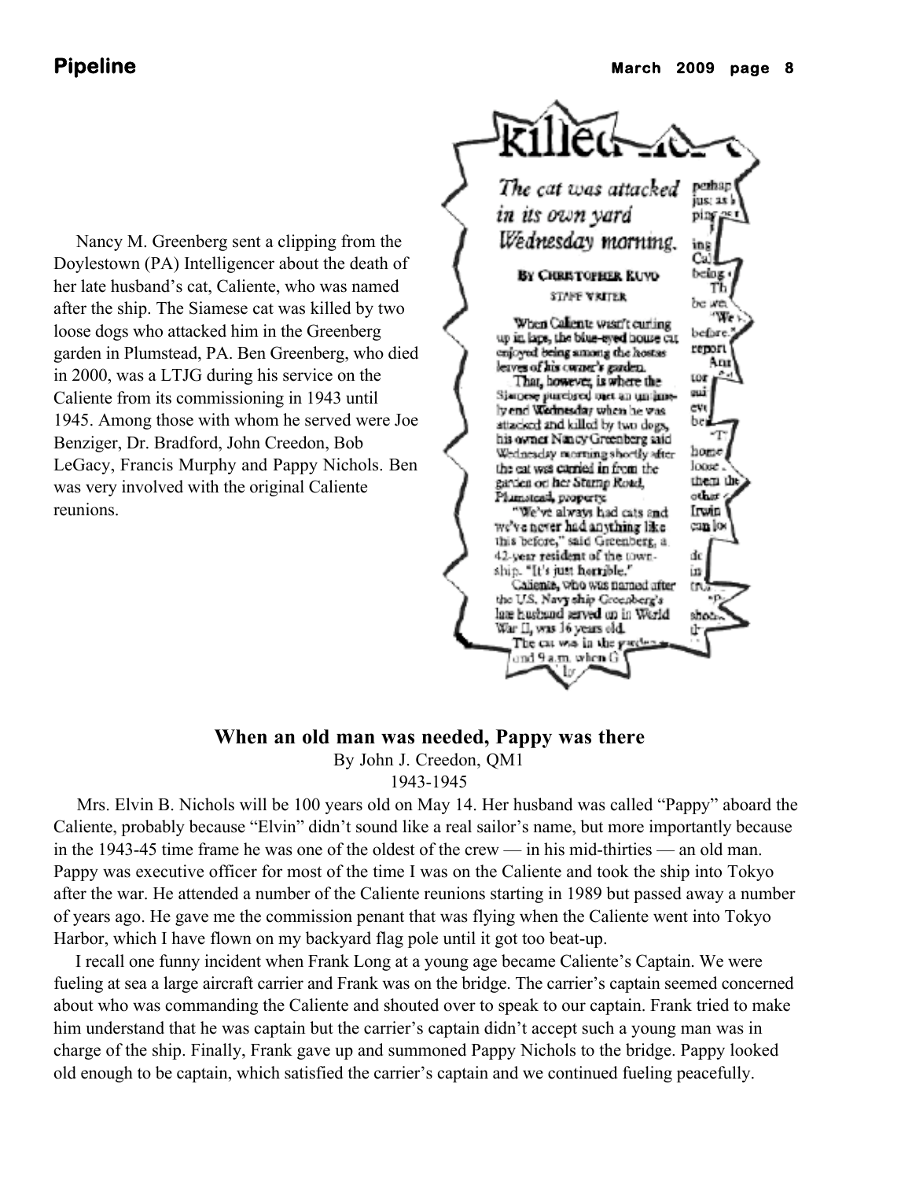Nancy M. Greenberg sent a clipping from the Doylestown (PA) Intelligencer about the death of her late husband's cat, Caliente, who was named after the ship. The Siamese cat was killed by two loose dogs who attacked him in the Greenberg garden in Plumstead, PA. Ben Greenberg, who died in 2000, was a LTJG during his service on the Caliente from its commissioning in 1943 until 1945. Among those with whom he served were Joe Benziger, Dr. Bradford, John Creedon, Bob LeGacy, Francis Murphy and Pappy Nichols. Ben was very involved with the original Caliente reunions.

*The cat was attacked in its own yard Wednesday morning.*

BY CHRISTOPHER KUVO
STAFF WRITER

When Caliente wasn't curling up in laps, the blue-eyed house cat enjoyed being among the hostas leaves of his owner's garden.

That, however, is where the Siamese purebred met an untimely end Wednesday when he was attacked and killed by two dogs, his owner Nancy Greenberg said Wednesday morning shortly after the cat was carried in from the garden on her Stump Road, Plumstead, property.

"We've always had cats and we've never had anything like this before," said Greenberg, a 42-year resident of the township. "It's just horrible."

Caliente, who was named after the U.S. Navy ship Greenberg's late husband served on in World War II, was 16 years old.

## When an old man was needed, Pappy was there

By John J. Creedon, QM1
1943-1945

Mrs. Elvin B. Nichols will be 100 years old on May 14. Her husband was called "Pappy" aboard the Caliente, probably because "Elvin" didn't sound like a real sailor's name, but more importantly because in the 1943-45 time frame he was one of the oldest of the crew — in his mid-thirties — an old man. Pappy was executive officer for most of the time I was on the Caliente and took the ship into Tokyo after the war. He attended a number of the Caliente reunions starting in 1989 but passed away a number of years ago. He gave me the commission penant that was flying when the Caliente went into Tokyo Harbor, which I have flown on my backyard flag pole until it got too beat-up.

I recall one funny incident when Frank Long at a young age became Caliente's Captain. We were fueling at sea a large aircraft carrier and Frank was on the bridge. The carrier's captain seemed concerned about who was commanding the Caliente and shouted over to speak to our captain. Frank tried to make him understand that he was captain but the carrier's captain didn't accept such a young man was in charge of the ship. Finally, Frank gave up and summoned Pappy Nichols to the bridge. Pappy looked old enough to be captain, which satisfied the carrier's captain and we continued fueling peacefully.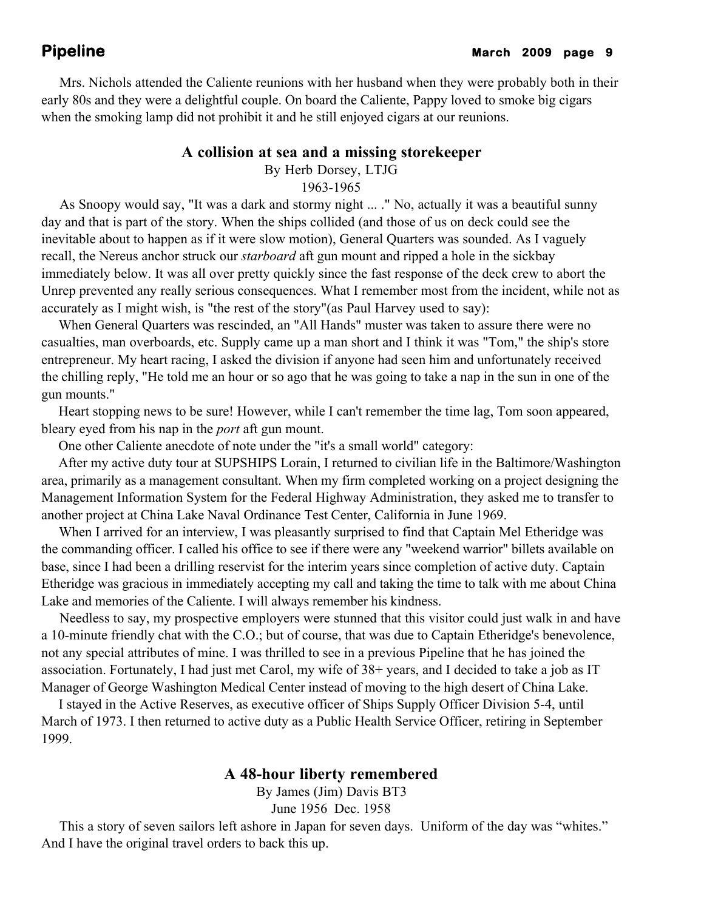Mrs. Nichols attended the Caliente reunions with her husband when they were probably both in their early 80s and they were a delightful couple. On board the Caliente, Pappy loved to smoke big cigars when the smoking lamp did not prohibit it and he still enjoyed cigars at our reunions.

## A collision at sea and a missing storekeeper

By Herb Dorsey, LTJG

1963-1965

As Snoopy would say, "It was a dark and stormy night ... ." No, actually it was a beautiful sunny day and that is part of the story. When the ships collided (and those of us on deck could see the inevitable about to happen as if it were slow motion), General Quarters was sounded. As I vaguely recall, the Nereus anchor struck our *starboard* aft gun mount and ripped a hole in the sickbay immediately below. It was all over pretty quickly since the fast response of the deck crew to abort the Unrep prevented any really serious consequences. What I remember most from the incident, while not as accurately as I might wish, is "the rest of the story"(as Paul Harvey used to say):

When General Quarters was rescinded, an "All Hands" muster was taken to assure there were no casualties, man overboards, etc. Supply came up a man short and I think it was "Tom," the ship's store entrepreneur. My heart racing, I asked the division if anyone had seen him and unfortunately received the chilling reply, "He told me an hour or so ago that he was going to take a nap in the sun in one of the gun mounts."

Heart stopping news to be sure! However, while I can't remember the time lag, Tom soon appeared, bleary eyed from his nap in the *port* aft gun mount.

One other Caliente anecdote of note under the "it's a small world" category:

After my active duty tour at SUPSHIPS Lorain, I returned to civilian life in the Baltimore/Washington area, primarily as a management consultant. When my firm completed working on a project designing the Management Information System for the Federal Highway Administration, they asked me to transfer to another project at China Lake Naval Ordinance Test Center, California in June 1969.

When I arrived for an interview, I was pleasantly surprised to find that Captain Mel Etheridge was the commanding officer. I called his office to see if there were any "weekend warrior" billets available on base, since I had been a drilling reservist for the interim years since completion of active duty. Captain Etheridge was gracious in immediately accepting my call and taking the time to talk with me about China Lake and memories of the Caliente. I will always remember his kindness.

Needless to say, my prospective employers were stunned that this visitor could just walk in and have a 10-minute friendly chat with the C.O.; but of course, that was due to Captain Etheridge's benevolence, not any special attributes of mine. I was thrilled to see in a previous Pipeline that he has joined the association. Fortunately, I had just met Carol, my wife of 38+ years, and I decided to take a job as IT Manager of George Washington Medical Center instead of moving to the high desert of China Lake.

I stayed in the Active Reserves, as executive officer of Ships Supply Officer Division 5-4, until March of 1973. I then returned to active duty as a Public Health Service Officer, retiring in September 1999.

## A 48-hour liberty remembered

By James (Jim) Davis BT3

June 1956 Dec. 1958

This a story of seven sailors left ashore in Japan for seven days. Uniform of the day was "whites." And I have the original travel orders to back this up.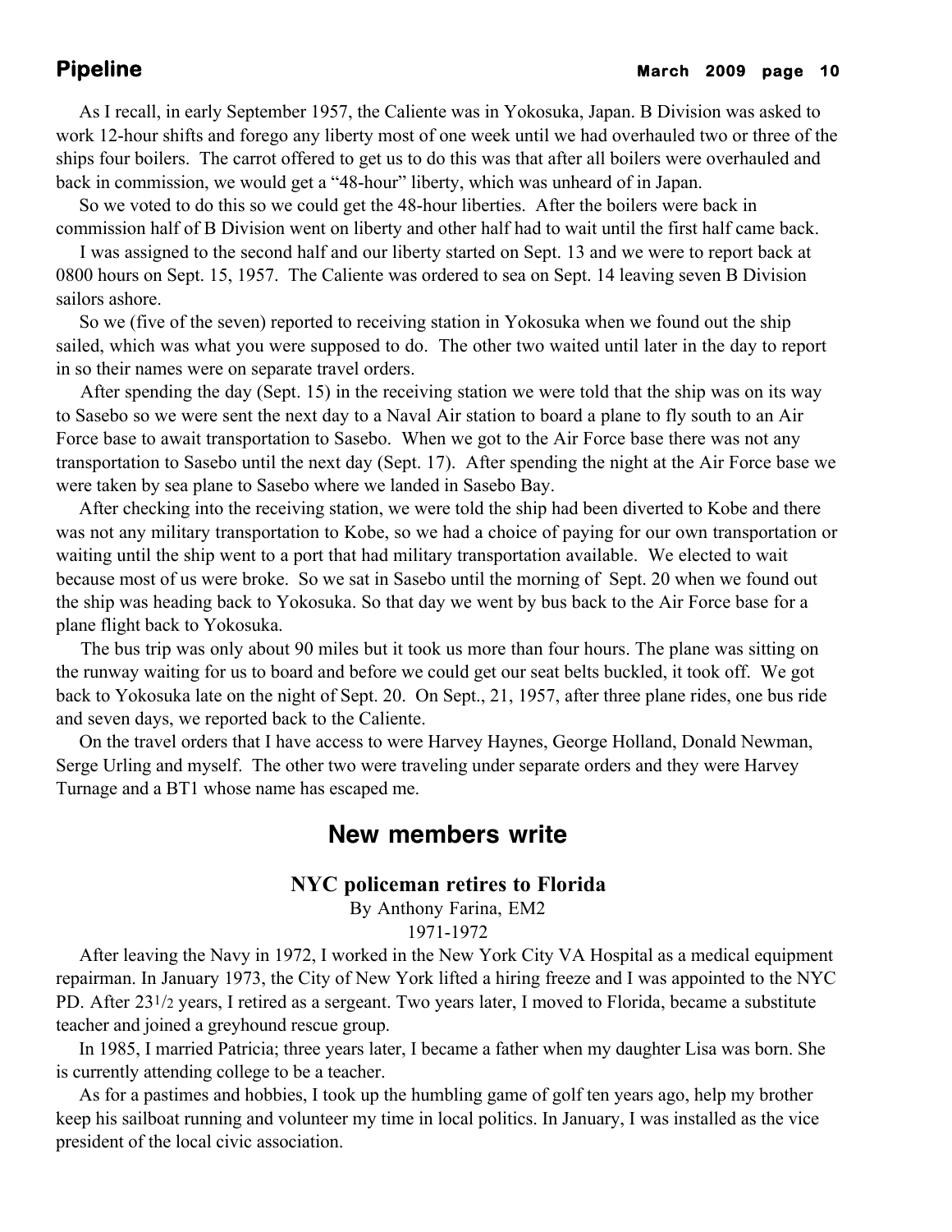As I recall, in early September 1957, the Caliente was in Yokosuka, Japan. B Division was asked to work 12-hour shifts and forego any liberty most of one week until we had overhauled two or three of the ships four boilers. The carrot offered to get us to do this was that after all boilers were overhauled and back in commission, we would get a "48-hour" liberty, which was unheard of in Japan.

So we voted to do this so we could get the 48-hour liberties. After the boilers were back in commission half of B Division went on liberty and other half had to wait until the first half came back.

I was assigned to the second half and our liberty started on Sept. 13 and we were to report back at 0800 hours on Sept. 15, 1957. The Caliente was ordered to sea on Sept. 14 leaving seven B Division sailors ashore.

So we (five of the seven) reported to receiving station in Yokosuka when we found out the ship sailed, which was what you were supposed to do. The other two waited until later in the day to report in so their names were on separate travel orders.

After spending the day (Sept. 15) in the receiving station we were told that the ship was on its way to Sasebo so we were sent the next day to a Naval Air station to board a plane to fly south to an Air Force base to await transportation to Sasebo. When we got to the Air Force base there was not any transportation to Sasebo until the next day (Sept. 17). After spending the night at the Air Force base we were taken by sea plane to Sasebo where we landed in Sasebo Bay.

After checking into the receiving station, we were told the ship had been diverted to Kobe and there was not any military transportation to Kobe, so we had a choice of paying for our own transportation or waiting until the ship went to a port that had military transportation available. We elected to wait because most of us were broke. So we sat in Sasebo until the morning of Sept. 20 when we found out the ship was heading back to Yokosuka. So that day we went by bus back to the Air Force base for a plane flight back to Yokosuka.

The bus trip was only about 90 miles but it took us more than four hours. The plane was sitting on the runway waiting for us to board and before we could get our seat belts buckled, it took off. We got back to Yokosuka late on the night of Sept. 20. On Sept., 21, 1957, after three plane rides, one bus ride and seven days, we reported back to the Caliente.

On the travel orders that I have access to were Harvey Haynes, George Holland, Donald Newman, Serge Urling and myself. The other two were traveling under separate orders and they were Harvey Turnage and a BT1 whose name has escaped me.

## New members write

### NYC policeman retires to Florida

By Anthony Farina, EM2
1971-1972

After leaving the Navy in 1972, I worked in the New York City VA Hospital as a medical equipment repairman. In January 1973, the City of New York lifted a hiring freeze and I was appointed to the NYC PD. After 23 1/2 years, I retired as a sergeant. Two years later, I moved to Florida, became a substitute teacher and joined a greyhound rescue group.

In 1985, I married Patricia; three years later, I became a father when my daughter Lisa was born. She is currently attending college to be a teacher.

As for a pastimes and hobbies, I took up the humbling game of golf ten years ago, help my brother keep his sailboat running and volunteer my time in local politics. In January, I was installed as the vice president of the local civic association.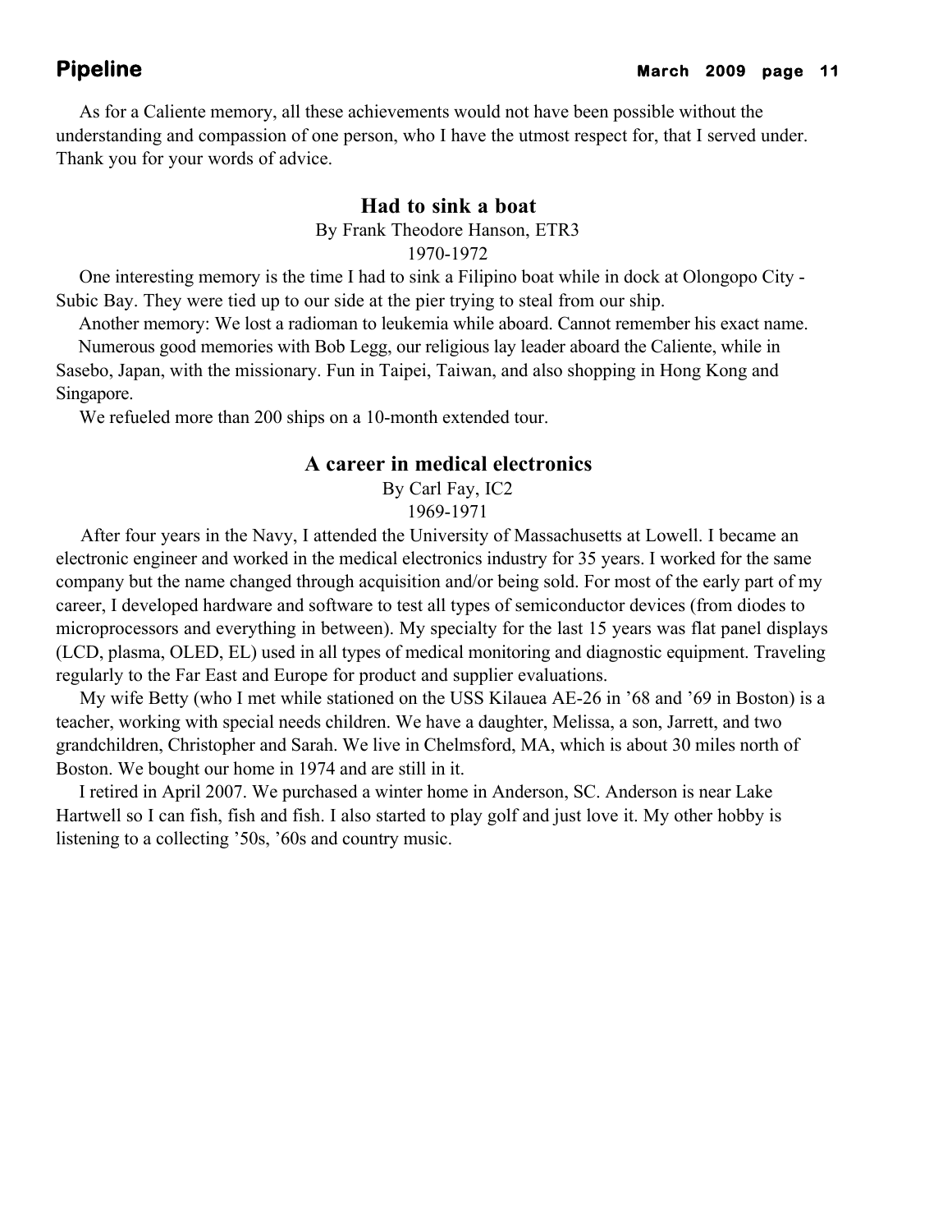As for a Caliente memory, all these achievements would not have been possible without the understanding and compassion of one person, who I have the utmost respect for, that I served under. Thank you for your words of advice.

## Had to sink a boat

By Frank Theodore Hanson, ETR3
1970-1972

One interesting memory is the time I had to sink a Filipino boat while in dock at Olongopo City - Subic Bay. They were tied up to our side at the pier trying to steal from our ship.

Another memory: We lost a radioman to leukemia while aboard. Cannot remember his exact name.

Numerous good memories with Bob Legg, our religious lay leader aboard the Caliente, while in Sasebo, Japan, with the missionary. Fun in Taipei, Taiwan, and also shopping in Hong Kong and Singapore.

We refueled more than 200 ships on a 10-month extended tour.

## A career in medical electronics

By Carl Fay, IC2
1969-1971

After four years in the Navy, I attended the University of Massachusetts at Lowell. I became an electronic engineer and worked in the medical electronics industry for 35 years. I worked for the same company but the name changed through acquisition and/or being sold. For most of the early part of my career, I developed hardware and software to test all types of semiconductor devices (from diodes to microprocessors and everything in between). My specialty for the last 15 years was flat panel displays (LCD, plasma, OLED, EL) used in all types of medical monitoring and diagnostic equipment. Traveling regularly to the Far East and Europe for product and supplier evaluations.

My wife Betty (who I met while stationed on the USS Kilauea AE-26 in '68 and '69 in Boston) is a teacher, working with special needs children. We have a daughter, Melissa, a son, Jarrett, and two grandchildren, Christopher and Sarah. We live in Chelmsford, MA, which is about 30 miles north of Boston. We bought our home in 1974 and are still in it.

I retired in April 2007. We purchased a winter home in Anderson, SC. Anderson is near Lake Hartwell so I can fish, fish and fish. I also started to play golf and just love it. My other hobby is listening to a collecting '50s, '60s and country music.